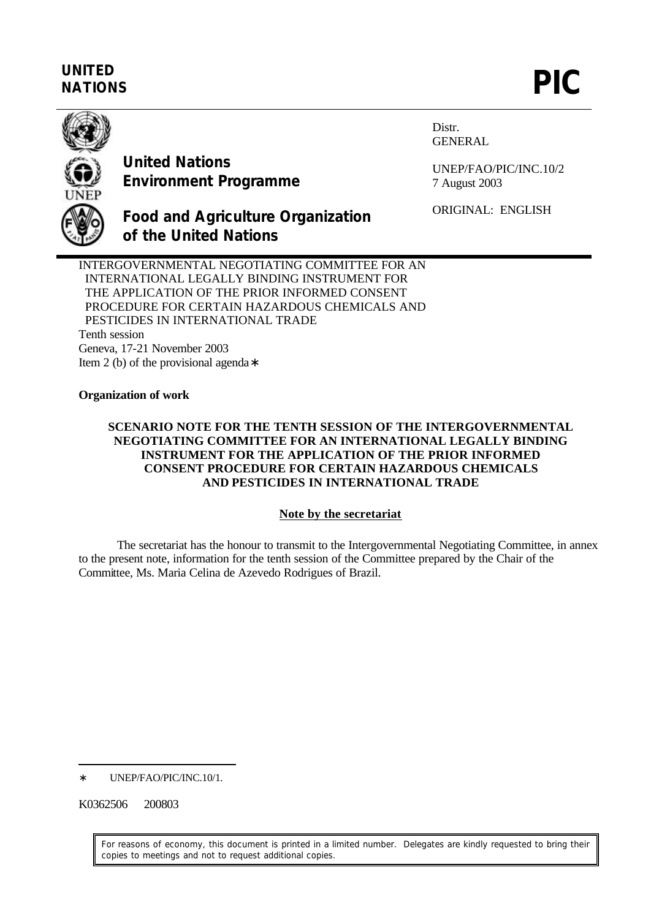UNITED NATIONS

# PIC

United Nations Environment Programme

Food and Agriculture Organization of the United Nations

Distr.
GENERAL

UNEP/FAO/PIC/INC.10/2
7 August 2003

ORIGINAL: ENGLISH

INTERGOVERNMENTAL NEGOTIATING COMMITTEE FOR AN INTERNATIONAL LEGALLY BINDING INSTRUMENT FOR THE APPLICATION OF THE PRIOR INFORMED CONSENT PROCEDURE FOR CERTAIN HAZARDOUS CHEMICALS AND PESTICIDES IN INTERNATIONAL TRADE
Tenth session
Geneva, 17-21 November 2003
Item 2 (b) of the provisional agenda*

**Organization of work**

## SCENARIO NOTE FOR THE TENTH SESSION OF THE INTERGOVERNMENTAL NEGOTIATING COMMITTEE FOR AN INTERNATIONAL LEGALLY BINDING INSTRUMENT FOR THE APPLICATION OF THE PRIOR INFORMED CONSENT PROCEDURE FOR CERTAIN HAZARDOUS CHEMICALS AND PESTICIDES IN INTERNATIONAL TRADE

### Note by the secretariat

The secretariat has the honour to transmit to the Intergovernmental Negotiating Committee, in annex to the present note, information for the tenth session of the Committee prepared by the Chair of the Committee, Ms. Maria Celina de Azevedo Rodrigues of Brazil.

---

* UNEP/FAO/PIC/INC.10/1.

K0362506 200803

For reasons of economy, this document is printed in a limited number. Delegates are kindly requested to bring their copies to meetings and not to request additional copies.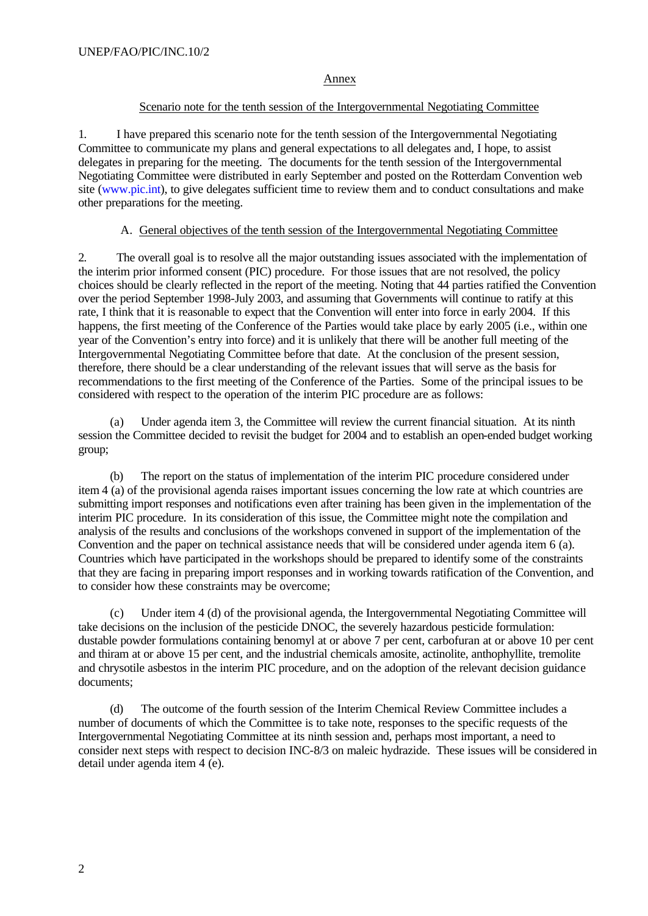## Annex

### Scenario note for the tenth session of the Intergovernmental Negotiating Committee

1. I have prepared this scenario note for the tenth session of the Intergovernmental Negotiating Committee to communicate my plans and general expectations to all delegates and, I hope, to assist delegates in preparing for the meeting. The documents for the tenth session of the Intergovernmental Negotiating Committee were distributed in early September and posted on the Rotterdam Convention web site (www.pic.int), to give delegates sufficient time to review them and to conduct consultations and make other preparations for the meeting.

#### A. General objectives of the tenth session of the Intergovernmental Negotiating Committee

2. The overall goal is to resolve all the major outstanding issues associated with the implementation of the interim prior informed consent (PIC) procedure. For those issues that are not resolved, the policy choices should be clearly reflected in the report of the meeting. Noting that 44 parties ratified the Convention over the period September 1998-July 2003, and assuming that Governments will continue to ratify at this rate, I think that it is reasonable to expect that the Convention will enter into force in early 2004. If this happens, the first meeting of the Conference of the Parties would take place by early 2005 (i.e., within one year of the Convention's entry into force) and it is unlikely that there will be another full meeting of the Intergovernmental Negotiating Committee before that date. At the conclusion of the present session, therefore, there should be a clear understanding of the relevant issues that will serve as the basis for recommendations to the first meeting of the Conference of the Parties. Some of the principal issues to be considered with respect to the operation of the interim PIC procedure are as follows:

(a) Under agenda item 3, the Committee will review the current financial situation. At its ninth session the Committee decided to revisit the budget for 2004 and to establish an open-ended budget working group;

(b) The report on the status of implementation of the interim PIC procedure considered under item 4 (a) of the provisional agenda raises important issues concerning the low rate at which countries are submitting import responses and notifications even after training has been given in the implementation of the interim PIC procedure. In its consideration of this issue, the Committee might note the compilation and analysis of the results and conclusions of the workshops convened in support of the implementation of the Convention and the paper on technical assistance needs that will be considered under agenda item 6 (a). Countries which have participated in the workshops should be prepared to identify some of the constraints that they are facing in preparing import responses and in working towards ratification of the Convention, and to consider how these constraints may be overcome;

(c) Under item 4 (d) of the provisional agenda, the Intergovernmental Negotiating Committee will take decisions on the inclusion of the pesticide DNOC, the severely hazardous pesticide formulation: dustable powder formulations containing benomyl at or above 7 per cent, carbofuran at or above 10 per cent and thiram at or above 15 per cent, and the industrial chemicals amosite, actinolite, anthophyllite, tremolite and chrysotile asbestos in the interim PIC procedure, and on the adoption of the relevant decision guidance documents;

(d) The outcome of the fourth session of the Interim Chemical Review Committee includes a number of documents of which the Committee is to take note, responses to the specific requests of the Intergovernmental Negotiating Committee at its ninth session and, perhaps most important, a need to consider next steps with respect to decision INC-8/3 on maleic hydrazide. These issues will be considered in detail under agenda item 4 (e).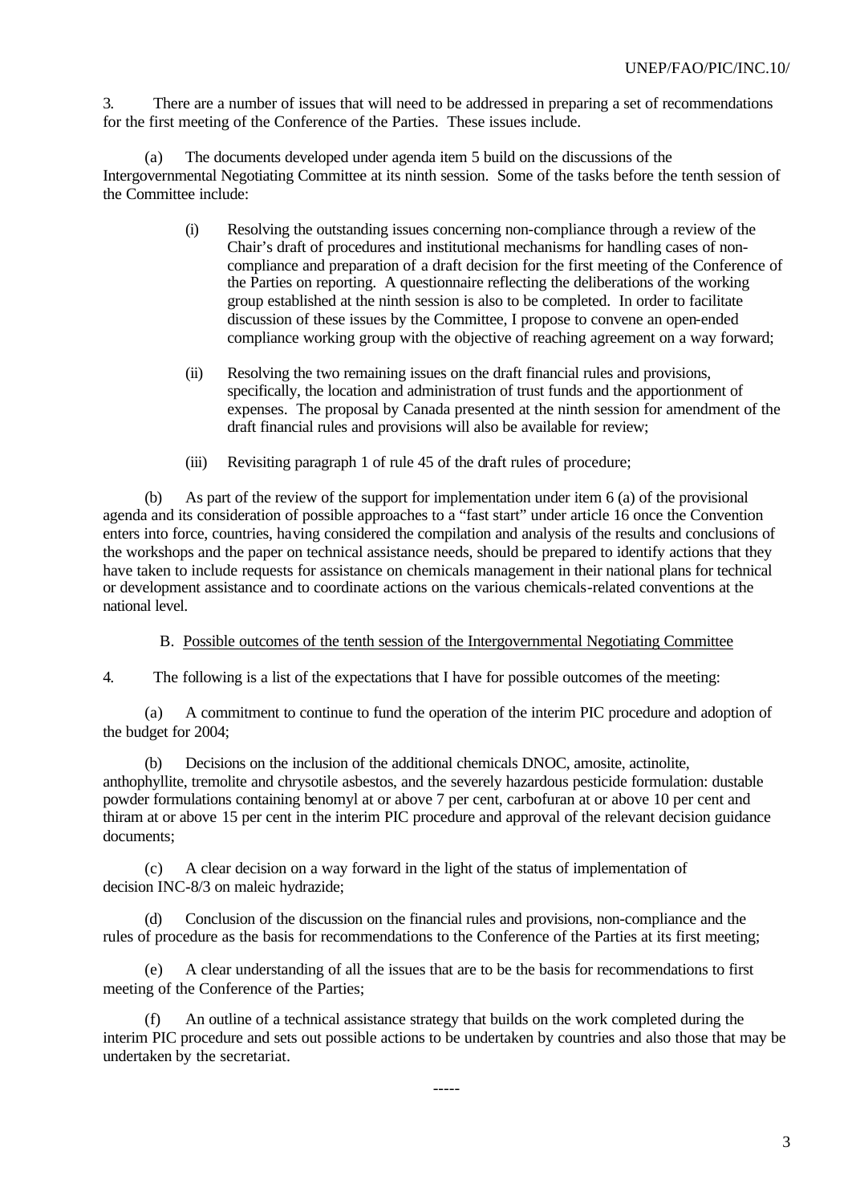3. There are a number of issues that will need to be addressed in preparing a set of recommendations for the first meeting of the Conference of the Parties. These issues include.

(a) The documents developed under agenda item 5 build on the discussions of the Intergovernmental Negotiating Committee at its ninth session. Some of the tasks before the tenth session of the Committee include:

(i) Resolving the outstanding issues concerning non-compliance through a review of the Chair's draft of procedures and institutional mechanisms for handling cases of non-compliance and preparation of a draft decision for the first meeting of the Conference of the Parties on reporting. A questionnaire reflecting the deliberations of the working group established at the ninth session is also to be completed. In order to facilitate discussion of these issues by the Committee, I propose to convene an open-ended compliance working group with the objective of reaching agreement on a way forward;

(ii) Resolving the two remaining issues on the draft financial rules and provisions, specifically, the location and administration of trust funds and the apportionment of expenses. The proposal by Canada presented at the ninth session for amendment of the draft financial rules and provisions will also be available for review;

(iii) Revisiting paragraph 1 of rule 45 of the draft rules of procedure;

(b) As part of the review of the support for implementation under item 6 (a) of the provisional agenda and its consideration of possible approaches to a "fast start" under article 16 once the Convention enters into force, countries, having considered the compilation and analysis of the results and conclusions of the workshops and the paper on technical assistance needs, should be prepared to identify actions that they have taken to include requests for assistance on chemicals management in their national plans for technical or development assistance and to coordinate actions on the various chemicals-related conventions at the national level.

### B. Possible outcomes of the tenth session of the Intergovernmental Negotiating Committee

4. The following is a list of the expectations that I have for possible outcomes of the meeting:

(a) A commitment to continue to fund the operation of the interim PIC procedure and adoption of the budget for 2004;

(b) Decisions on the inclusion of the additional chemicals DNOC, amosite, actinolite, anthophyllite, tremolite and chrysotile asbestos, and the severely hazardous pesticide formulation: dustable powder formulations containing benomyl at or above 7 per cent, carbofuran at or above 10 per cent and thiram at or above 15 per cent in the interim PIC procedure and approval of the relevant decision guidance documents;

(c) A clear decision on a way forward in the light of the status of implementation of decision INC-8/3 on maleic hydrazide;

(d) Conclusion of the discussion on the financial rules and provisions, non-compliance and the rules of procedure as the basis for recommendations to the Conference of the Parties at its first meeting;

(e) A clear understanding of all the issues that are to be the basis for recommendations to first meeting of the Conference of the Parties;

(f) An outline of a technical assistance strategy that builds on the work completed during the interim PIC procedure and sets out possible actions to be undertaken by countries and also those that may be undertaken by the secretariat.

-----